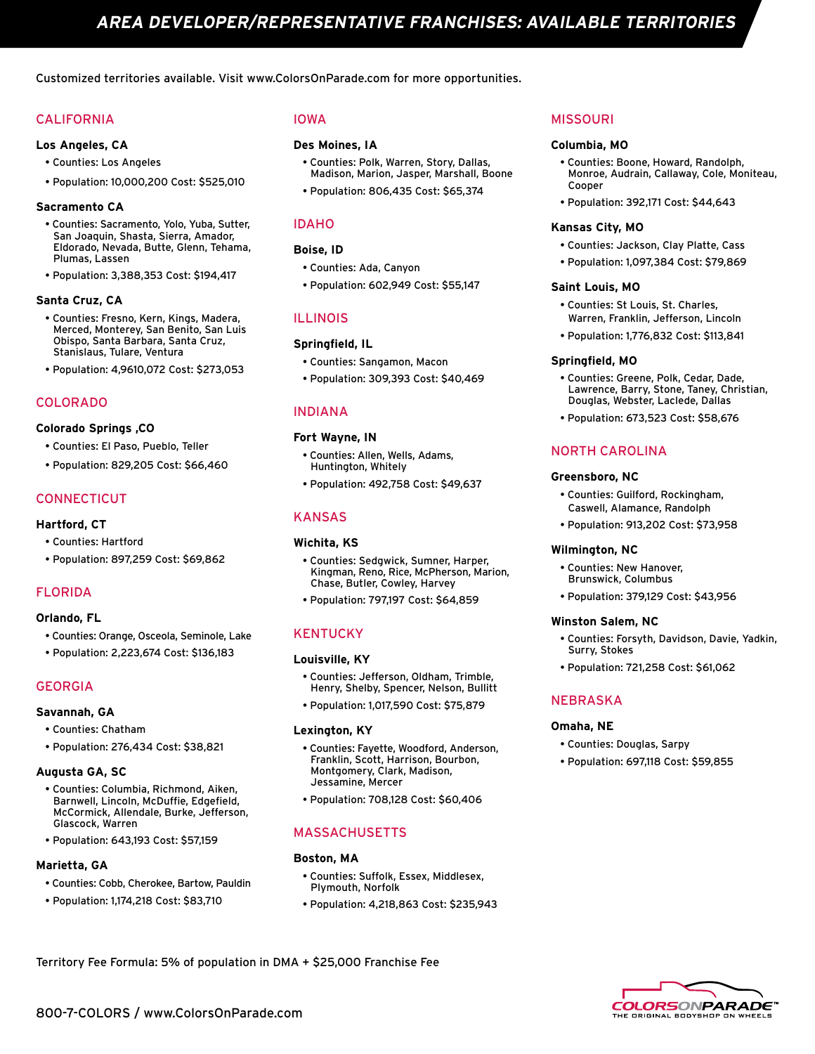# AREA DEVELOPER/REPRESENTATIVE FRANCHISES: AVAILABLE TERRITORIES

Customized territories available. Visit www.ColorsOnParade.com for more opportunities.

## CALIFORNIA

**Los Angeles, CA**

- Counties: Los Angeles
- Population: 10,000,200 Cost: $525,010

**Sacramento CA**

- Counties: Sacramento, Yolo, Yuba, Sutter, San Joaquin, Shasta, Sierra, Amador, Eldorado, Nevada, Butte, Glenn, Tehama, Plumas, Lassen
- Population: 3,388,353 Cost: $194,417

**Santa Cruz, CA**

- Counties: Fresno, Kern, Kings, Madera, Merced, Monterey, San Benito, San Luis Obispo, Santa Barbara, Santa Cruz, Stanislaus, Tulare, Ventura
- Population: 4,9610,072 Cost: $273,053

## COLORADO

**Colorado Springs ,CO**

- Counties: El Paso, Pueblo, Teller
- Population: 829,205 Cost: $66,460

## CONNECTICUT

**Hartford, CT**

- Counties: Hartford
- Population: 897,259 Cost: $69,862

## FLORIDA

**Orlando, FL**

- Counties: Orange, Osceola, Seminole, Lake
- Population: 2,223,674 Cost: $136,183

## GEORGIA

**Savannah, GA**

- Counties: Chatham
- Population: 276,434 Cost: $38,821

**Augusta GA, SC**

- Counties: Columbia, Richmond, Aiken, Barnwell, Lincoln, McDuffie, Edgefield, McCormick, Allendale, Burke, Jefferson, Glascock, Warren
- Population: 643,193 Cost: $57,159

**Marietta, GA**

- Counties: Cobb, Cherokee, Bartow, Pauldin
- Population: 1,174,218 Cost: $83,710

## IOWA

**Des Moines, IA**

- Counties: Polk, Warren, Story, Dallas, Madison, Marion, Jasper, Marshall, Boone
- Population: 806,435 Cost: $65,374

## IDAHO

**Boise, ID**

- Counties: Ada, Canyon
- Population: 602,949 Cost: $55,147

## ILLINOIS

**Springfield, IL**

- Counties: Sangamon, Macon
- Population: 309,393 Cost: $40,469

## INDIANA

**Fort Wayne, IN**

- Counties: Allen, Wells, Adams, Huntington, Whitely
- Population: 492,758 Cost: $49,637

## KANSAS

**Wichita, KS**

- Counties: Sedgwick, Sumner, Harper, Kingman, Reno, Rice, McPherson, Marion, Chase, Butler, Cowley, Harvey
- Population: 797,197 Cost: $64,859

## KENTUCKY

**Louisville, KY**

- Counties: Jefferson, Oldham, Trimble, Henry, Shelby, Spencer, Nelson, Bullitt
- Population: 1,017,590 Cost: $75,879

**Lexington, KY**

- Counties: Fayette, Woodford, Anderson, Franklin, Scott, Harrison, Bourbon, Montgomery, Clark, Madison, Jessamine, Mercer
- Population: 708,128 Cost: $60,406

## MASSACHUSETTS

**Boston, MA**

- Counties: Suffolk, Essex, Middlesex, Plymouth, Norfolk
- Population: 4,218,863 Cost: $235,943

## MISSOURI

**Columbia, MO**

- Counties: Boone, Howard, Randolph, Monroe, Audrain, Callaway, Cole, Moniteau, Cooper
- Population: 392,171 Cost: $44,643

**Kansas City, MO**

- Counties: Jackson, Clay Platte, Cass
- Population: 1,097,384 Cost: $79,869

**Saint Louis, MO**

- Counties: St Louis, St. Charles, Warren, Franklin, Jefferson, Lincoln
- Population: 1,776,832 Cost: $113,841

**Springfield, MO**

- Counties: Greene, Polk, Cedar, Dade, Lawrence, Barry, Stone, Taney, Christian, Douglas, Webster, Laclede, Dallas
- Population: 673,523 Cost: $58,676

## NORTH CAROLINA

**Greensboro, NC**

- Counties: Guilford, Rockingham, Caswell, Alamance, Randolph
- Population: 913,202 Cost: $73,958

**Wilmington, NC**

- Counties: New Hanover, Brunswick, Columbus
- Population: 379,129 Cost: $43,956

**Winston Salem, NC**

- Counties: Forsyth, Davidson, Davie, Yadkin, Surry, Stokes
- Population: 721,258 Cost: $61,062

## NEBRASKA

**Omaha, NE**

- Counties: Douglas, Sarpy
- Population: 697,118 Cost: $59,855

Territory Fee Formula: 5% of population in DMA + $25,000 Franchise Fee

800-7-COLORS / www.ColorsOnParade.com

COLORSONPARADE™ THE ORIGINAL BODYSHOP ON WHEELS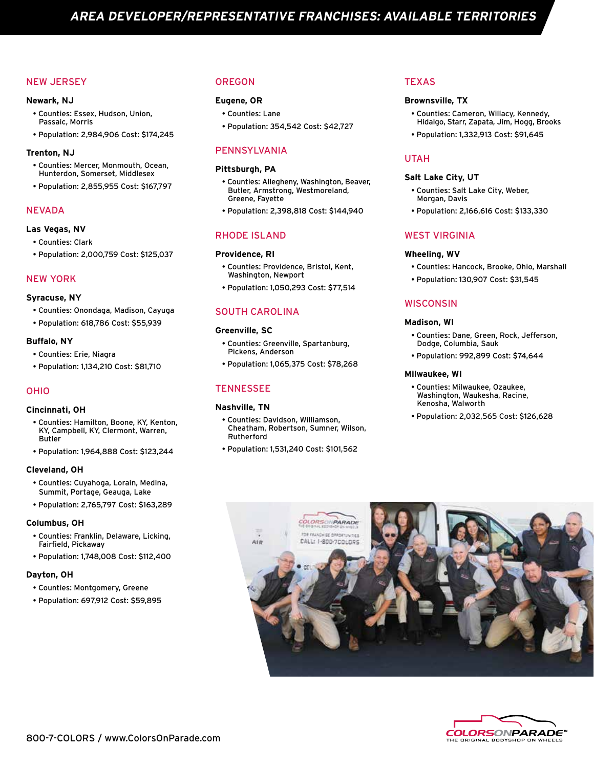# AREA DEVELOPER/REPRESENTATIVE FRANCHISES: AVAILABLE TERRITORIES

## NEW JERSEY

### Newark, NJ

- Counties: Essex, Hudson, Union, Passaic, Morris
- Population: 2,984,906 Cost: $174,245

### Trenton, NJ

- Counties: Mercer, Monmouth, Ocean, Hunterdon, Somerset, Middlesex
- Population: 2,855,955 Cost: $167,797

## NEVADA

### Las Vegas, NV

- Counties: Clark
- Population: 2,000,759 Cost: $125,037

## NEW YORK

### Syracuse, NY

- Counties: Onondaga, Madison, Cayuga
- Population: 618,786 Cost: $55,939

### Buffalo, NY

- Counties: Erie, Niagra
- Population: 1,134,210 Cost: $81,710

## OHIO

### Cincinnati, OH

- Counties: Hamilton, Boone, KY, Kenton, KY, Campbell, KY, Clermont, Warren, Butler
- Population: 1,964,888 Cost: $123,244

### Cleveland, OH

- Counties: Cuyahoga, Lorain, Medina, Summit, Portage, Geauga, Lake
- Population: 2,765,797 Cost: $163,289

### Columbus, OH

- Counties: Franklin, Delaware, Licking, Fairfield, Pickaway
- Population: 1,748,008 Cost: $112,400

### Dayton, OH

- Counties: Montgomery, Greene
- Population: 697,912 Cost: $59,895

## OREGON

### Eugene, OR

- Counties: Lane
- Population: 354,542 Cost: $42,727

## PENNSYLVANIA

### Pittsburgh, PA

- Counties: Allegheny, Washington, Beaver, Butler, Armstrong, Westmoreland, Greene, Fayette
- Population: 2,398,818 Cost: $144,940

## RHODE ISLAND

### Providence, RI

- Counties: Providence, Bristol, Kent, Washington, Newport
- Population: 1,050,293 Cost: $77,514

## SOUTH CAROLINA

### Greenville, SC

- Counties: Greenville, Spartanburg, Pickens, Anderson
- Population: 1,065,375 Cost: $78,268

## TENNESSEE

### Nashville, TN

- Counties: Davidson, Williamson, Cheatham, Robertson, Sumner, Wilson, Rutherford
- Population: 1,531,240 Cost: $101,562

## TEXAS

### Brownsville, TX

- Counties: Cameron, Willacy, Kennedy, Hidalgo, Starr, Zapata, Jim, Hogg, Brooks
- Population: 1,332,913 Cost: $91,645

## UTAH

### Salt Lake City, UT

- Counties: Salt Lake City, Weber, Morgan, Davis
- Population: 2,166,616 Cost: $133,330

## WEST VIRGINIA

### Wheeling, WV

- Counties: Hancock, Brooke, Ohio, Marshall
- Population: 130,907 Cost: $31,545

## WISCONSIN

### Madison, WI

- Counties: Dane, Green, Rock, Jefferson, Dodge, Columbia, Sauk
- Population: 992,899 Cost: $74,644

### Milwaukee, WI

- Counties: Milwaukee, Ozaukee, Washington, Waukesha, Racine, Kenosha, Walworth
- Population: 2,032,565 Cost: $126,628

800-7-COLORS / www.ColorsOnParade.com

COLORSONPARADE™ THE ORIGINAL BODYSHOP ON WHEELS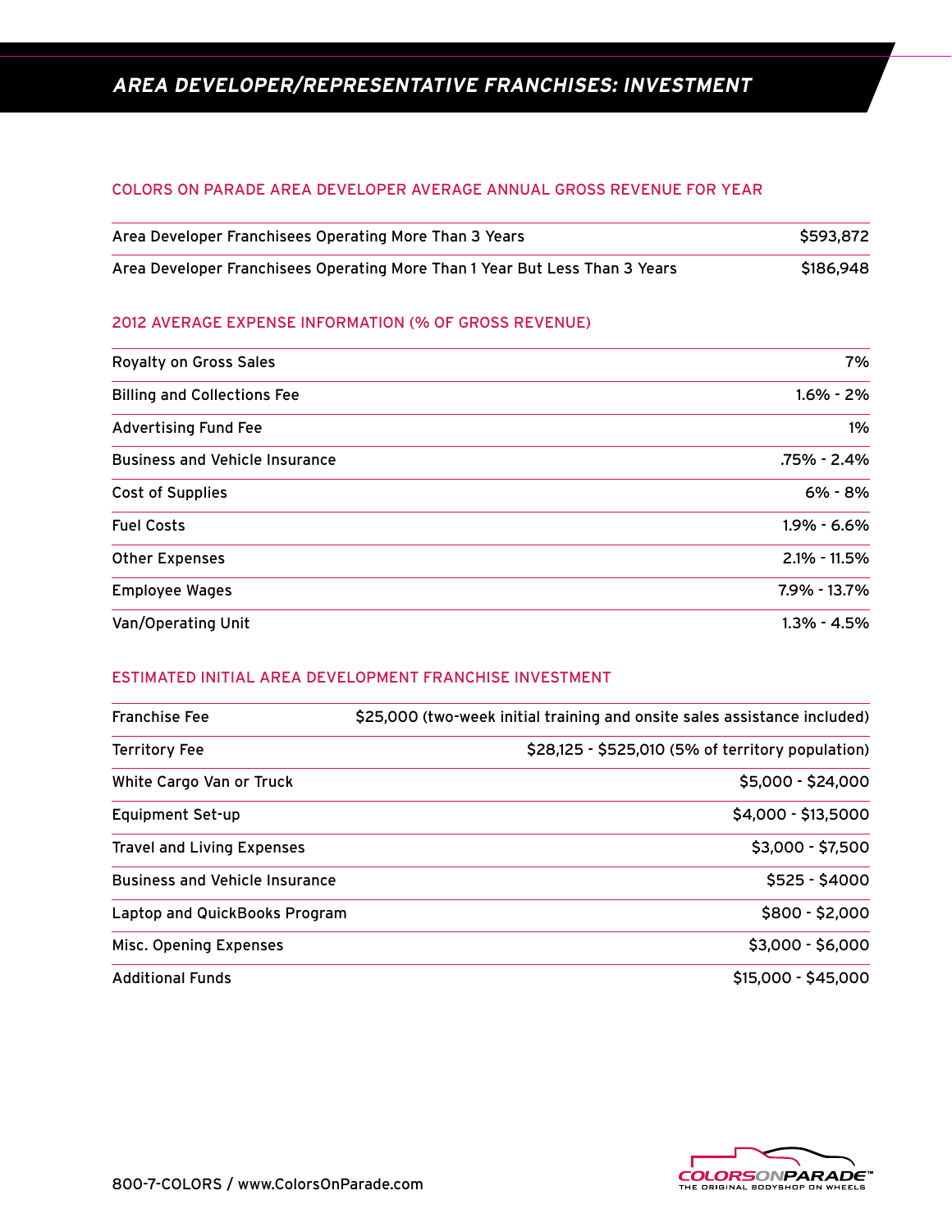# AREA DEVELOPER/REPRESENTATIVE FRANCHISES: INVESTMENT

## COLORS ON PARADE AREA DEVELOPER AVERAGE ANNUAL GROSS REVENUE FOR YEAR

| | |
|---|---|
| Area Developer Franchisees Operating More Than 3 Years | $593,872 |
| Area Developer Franchisees Operating More Than 1 Year But Less Than 3 Years | $186,948 |

## 2012 AVERAGE EXPENSE INFORMATION (% OF GROSS REVENUE)

| | |
|---|---|
| Royalty on Gross Sales | 7% |
| Billing and Collections Fee | 1.6% - 2% |
| Advertising Fund Fee | 1% |
| Business and Vehicle Insurance | .75% - 2.4% |
| Cost of Supplies | 6% - 8% |
| Fuel Costs | 1.9% - 6.6% |
| Other Expenses | 2.1% - 11.5% |
| Employee Wages | 7.9% - 13.7% |
| Van/Operating Unit | 1.3% - 4.5% |

## ESTIMATED INITIAL AREA DEVELOPMENT FRANCHISE INVESTMENT

| | |
|---|---|
| Franchise Fee | $25,000 (two-week initial training and onsite sales assistance included) |
| Territory Fee | $28,125 - $525,010 (5% of territory population) |
| White Cargo Van or Truck | $5,000 - $24,000 |
| Equipment Set-up | $4,000 - $13,5000 |
| Travel and Living Expenses | $3,000 - $7,500 |
| Business and Vehicle Insurance | $525 - $4000 |
| Laptop and QuickBooks Program | $800 - $2,000 |
| Misc. Opening Expenses | $3,000 - $6,000 |
| Additional Funds | $15,000 - $45,000 |

800-7-COLORS / www.ColorsOnParade.com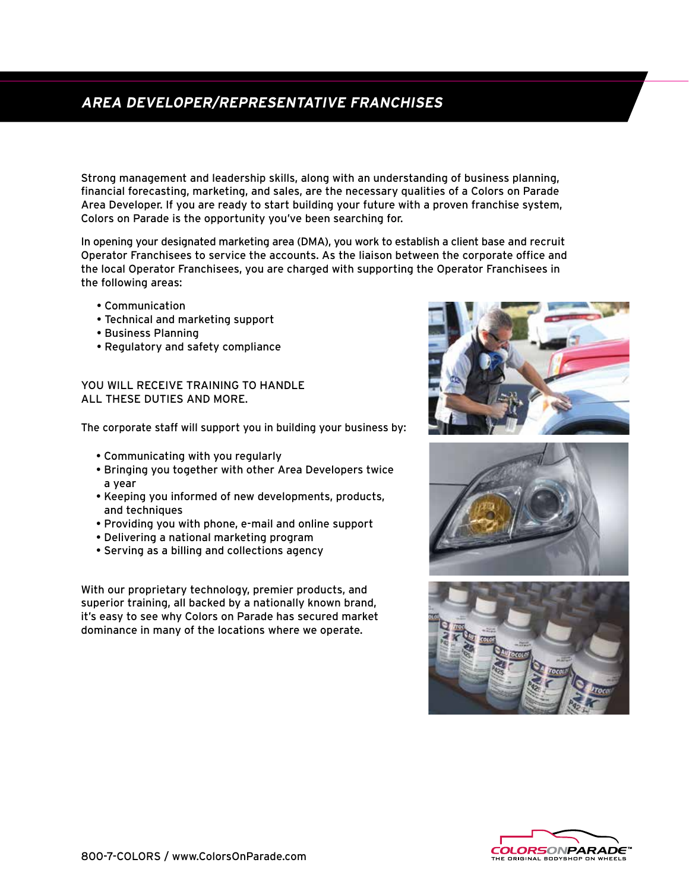## AREA DEVELOPER/REPRESENTATIVE FRANCHISES

Strong management and leadership skills, along with an understanding of business planning, financial forecasting, marketing, and sales, are the necessary qualities of a Colors on Parade Area Developer. If you are ready to start building your future with a proven franchise system, Colors on Parade is the opportunity you've been searching for.

In opening your designated marketing area (DMA), you work to establish a client base and recruit Operator Franchisees to service the accounts. As the liaison between the corporate office and the local Operator Franchisees, you are charged with supporting the Operator Franchisees in the following areas:

- Communication
- Technical and marketing support
- Business Planning
- Regulatory and safety compliance

YOU WILL RECEIVE TRAINING TO HANDLE ALL THESE DUTIES AND MORE.

The corporate staff will support you in building your business by:

- Communicating with you regularly
- Bringing you together with other Area Developers twice a year
- Keeping you informed of new developments, products, and techniques
- Providing you with phone, e-mail and online support
- Delivering a national marketing program
- Serving as a billing and collections agency

With our proprietary technology, premier products, and superior training, all backed by a nationally known brand, it's easy to see why Colors on Parade has secured market dominance in many of the locations where we operate.

800-7-COLORS / www.ColorsOnParade.com

COLORSONPARADE™
THE ORIGINAL BODYSHOP ON WHEELS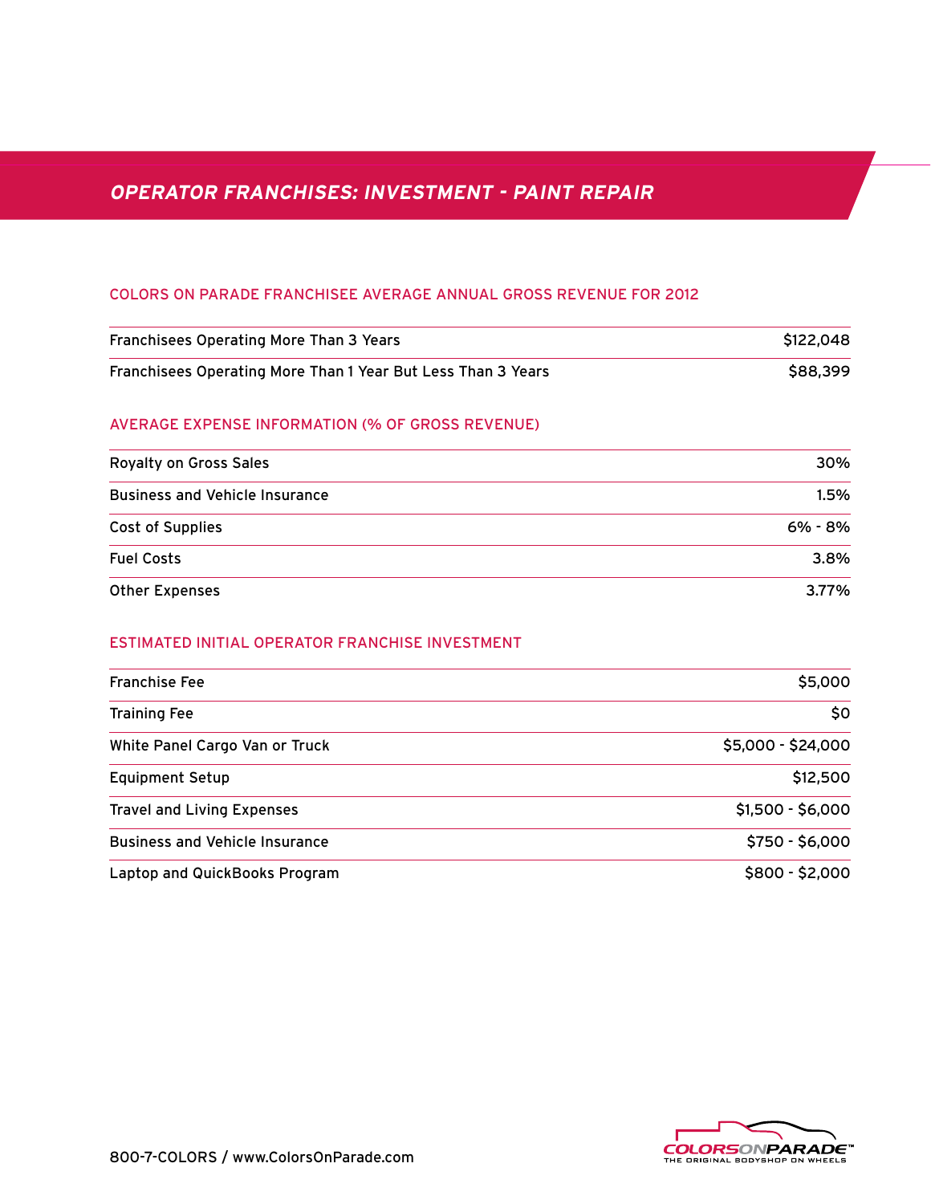# *OPERATOR FRANCHISES: INVESTMENT - PAINT REPAIR*

## COLORS ON PARADE FRANCHISEE AVERAGE ANNUAL GROSS REVENUE FOR 2012

| | |
|---|---|
| Franchisees Operating More Than 3 Years | $122,048 |
| Franchisees Operating More Than 1 Year But Less Than 3 Years | $88,399 |

## AVERAGE EXPENSE INFORMATION (% OF GROSS REVENUE)

| | |
|---|---|
| Royalty on Gross Sales | 30% |
| Business and Vehicle Insurance | 1.5% |
| Cost of Supplies | 6% - 8% |
| Fuel Costs | 3.8% |
| Other Expenses | 3.77% |

## ESTIMATED INITIAL OPERATOR FRANCHISE INVESTMENT

| | |
|---|---|
| Franchise Fee | $5,000 |
| Training Fee | $0 |
| White Panel Cargo Van or Truck | $5,000 - $24,000 |
| Equipment Setup | $12,500 |
| Travel and Living Expenses | $1,500 - $6,000 |
| Business and Vehicle Insurance | $750 - $6,000 |
| Laptop and QuickBooks Program | $800 - $2,000 |

800-7-COLORS / www.ColorsOnParade.com

COLORSONPARADE™
THE ORIGINAL BODYSHOP ON WHEELS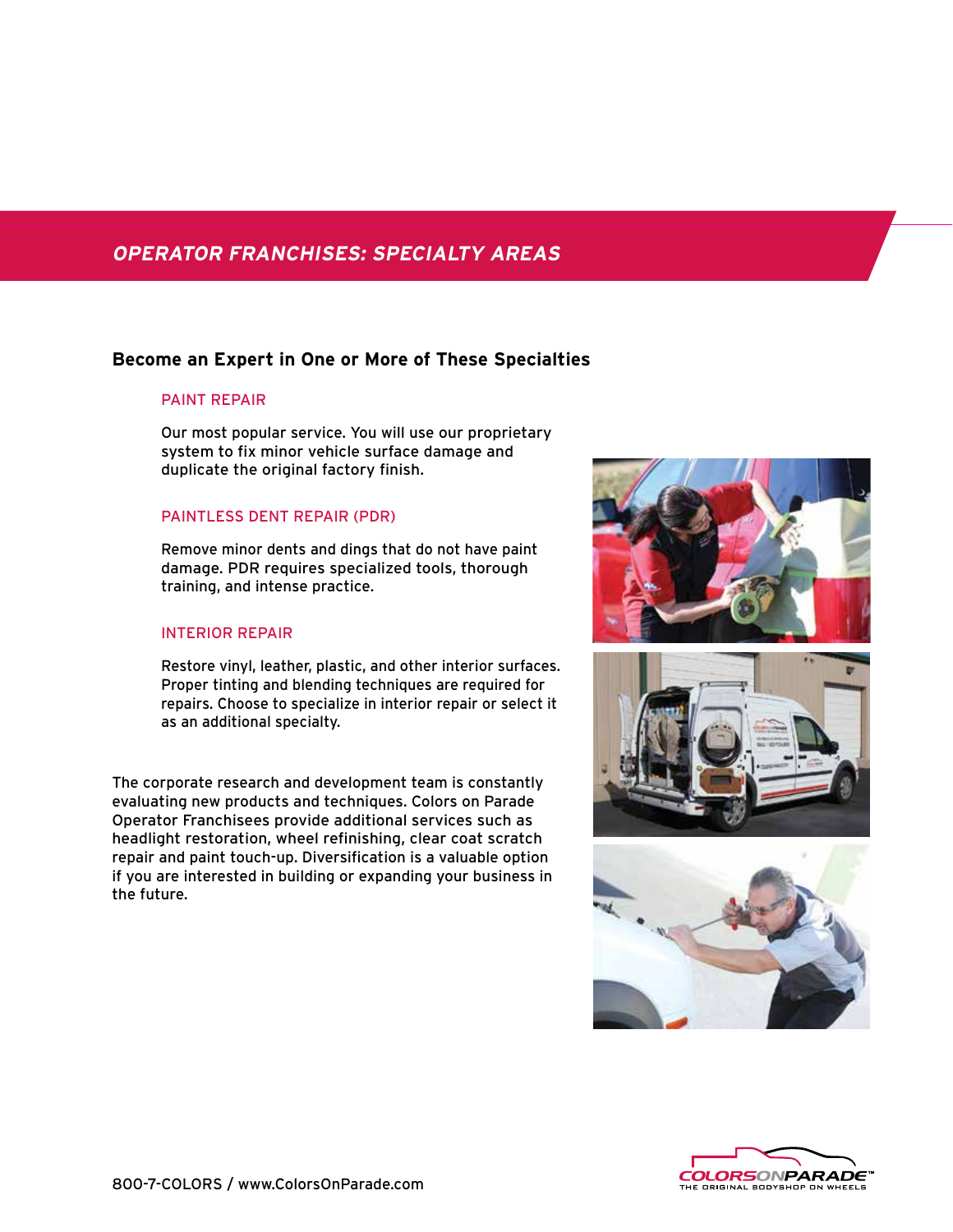## *OPERATOR FRANCHISES: SPECIALTY AREAS*

### Become an Expert in One or More of These Specialties

#### PAINT REPAIR

Our most popular service. You will use our proprietary system to fix minor vehicle surface damage and duplicate the original factory finish.

#### PAINTLESS DENT REPAIR (PDR)

Remove minor dents and dings that do not have paint damage. PDR requires specialized tools, thorough training, and intense practice.

#### INTERIOR REPAIR

Restore vinyl, leather, plastic, and other interior surfaces. Proper tinting and blending techniques are required for repairs. Choose to specialize in interior repair or select it as an additional specialty.

The corporate research and development team is constantly evaluating new products and techniques. Colors on Parade Operator Franchisees provide additional services such as headlight restoration, wheel refinishing, clear coat scratch repair and paint touch-up. Diversification is a valuable option if you are interested in building or expanding your business in the future.

800-7-COLORS / www.ColorsOnParade.com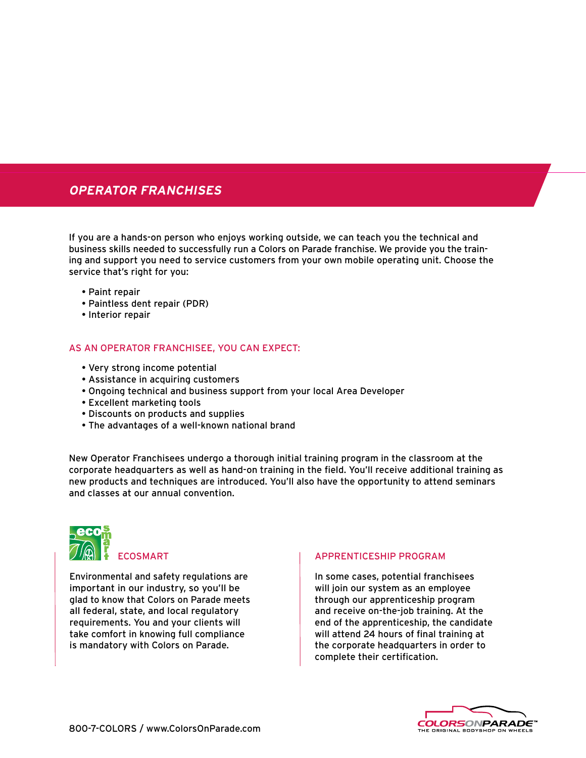## *OPERATOR FRANCHISES*

If you are a hands-on person who enjoys working outside, we can teach you the technical and business skills needed to successfully run a Colors on Parade franchise. We provide you the training and support you need to service customers from your own mobile operating unit. Choose the service that's right for you:

- Paint repair
- Paintless dent repair (PDR)
- Interior repair

### AS AN OPERATOR FRANCHISEE, YOU CAN EXPECT:

- Very strong income potential
- Assistance in acquiring customers
- Ongoing technical and business support from your local Area Developer
- Excellent marketing tools
- Discounts on products and supplies
- The advantages of a well-known national brand

New Operator Franchisees undergo a thorough initial training program in the classroom at the corporate headquarters as well as hand-on training in the field. You'll receive additional training as new products and techniques are introduced. You'll also have the opportunity to attend seminars and classes at our annual convention.

### ECOSMART

Environmental and safety regulations are important in our industry, so you'll be glad to know that Colors on Parade meets all federal, state, and local regulatory requirements. You and your clients will take comfort in knowing full compliance is mandatory with Colors on Parade.

### APPRENTICESHIP PROGRAM

In some cases, potential franchisees will join our system as an employee through our apprenticeship program and receive on-the-job training. At the end of the apprenticeship, the candidate will attend 24 hours of final training at the corporate headquarters in order to complete their certification.

800-7-COLORS / www.ColorsOnParade.com

COLORSONPARADE™
THE ORIGINAL BODYSHOP ON WHEELS